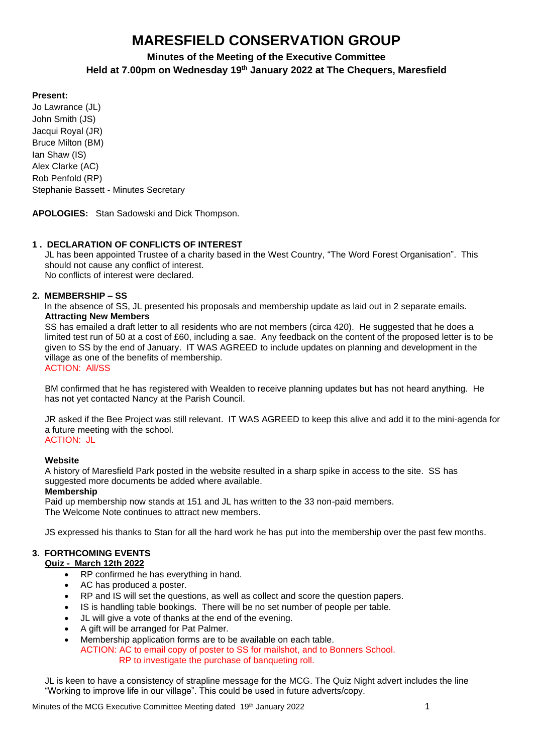# MARESFIELD CONSERVATION GROUP

**Minutes of the Meeting of the Executive Committee**
**Held at 7.00pm on Wednesday 19th January 2022 at The Chequers, Maresfield**

**Present:**
Jo Lawrance (JL)
John Smith (JS)
Jacqui Royal (JR)
Bruce Milton (BM)
Ian Shaw (IS)
Alex Clarke (AC)
Rob Penfold (RP)
Stephanie Bassett - Minutes Secretary

**APOLOGIES:** Stan Sadowski and Dick Thompson.

## 1. DECLARATION OF CONFLICTS OF INTEREST

JL has been appointed Trustee of a charity based in the West Country, "The Word Forest Organisation". This should not cause any conflict of interest.
No conflicts of interest were declared.

## 2. MEMBERSHIP – SS

In the absence of SS, JL presented his proposals and membership update as laid out in 2 separate emails.

**Attracting New Members**

SS has emailed a draft letter to all residents who are not members (circa 420). He suggested that he does a limited test run of 50 at a cost of £60, including a sae. Any feedback on the content of the proposed letter is to be given to SS by the end of January. IT WAS AGREED to include updates on planning and development in the village as one of the benefits of membership.

ACTION: All/SS

BM confirmed that he has registered with Wealden to receive planning updates but has not heard anything. He has not yet contacted Nancy at the Parish Council.

JR asked if the Bee Project was still relevant. IT WAS AGREED to keep this alive and add it to the mini-agenda for a future meeting with the school.

ACTION: JL

**Website**

A history of Maresfield Park posted in the website resulted in a sharp spike in access to the site. SS has suggested more documents be added where available.

**Membership**

Paid up membership now stands at 151 and JL has written to the 33 non-paid members.
The Welcome Note continues to attract new members.

JS expressed his thanks to Stan for all the hard work he has put into the membership over the past few months.

## 3. FORTHCOMING EVENTS

**Quiz - March 12th 2022**

- RP confirmed he has everything in hand.
- AC has produced a poster.
- RP and IS will set the questions, as well as collect and score the question papers.
- IS is handling table bookings. There will be no set number of people per table.
- JL will give a vote of thanks at the end of the evening.
- A gift will be arranged for Pat Palmer.
- Membership application forms are to be available on each table.

ACTION: AC to email copy of poster to SS for mailshot, and to Bonners School.
RP to investigate the purchase of banqueting roll.

JL is keen to have a consistency of strapline message for the MCG. The Quiz Night advert includes the line "Working to improve life in our village". This could be used in future adverts/copy.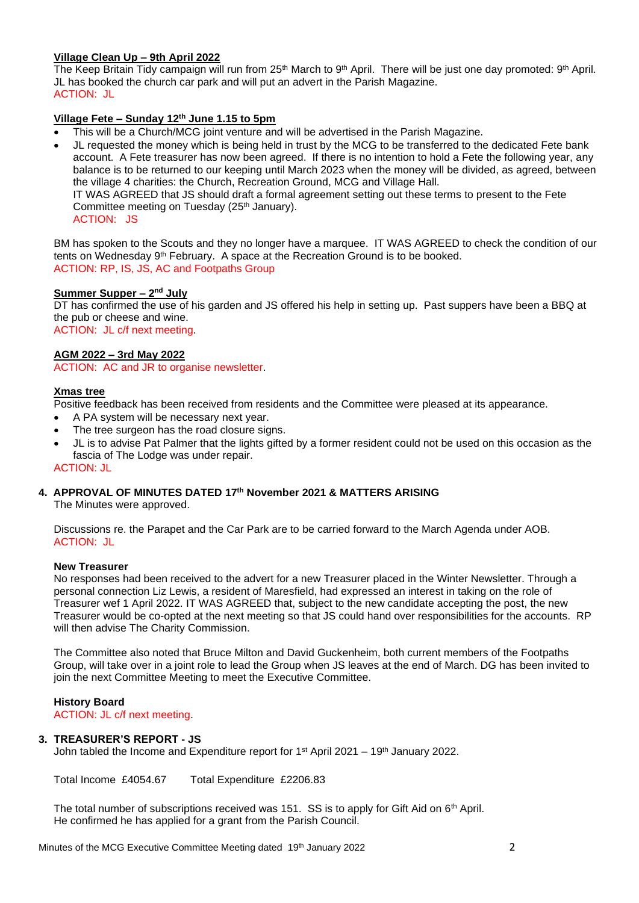**Village Clean Up – 9th April 2022**

The Keep Britain Tidy campaign will run from 25th March to 9th April. There will be just one day promoted: 9th April. JL has booked the church car park and will put an advert in the Parish Magazine.
ACTION: JL

**Village Fete – Sunday 12th June 1.15 to 5pm**

- This will be a Church/MCG joint venture and will be advertised in the Parish Magazine.
- JL requested the money which is being held in trust by the MCG to be transferred to the dedicated Fete bank account. A Fete treasurer has now been agreed. If there is no intention to hold a Fete the following year, any balance is to be returned to our keeping until March 2023 when the money will be divided, as agreed, between the village 4 charities: the Church, Recreation Ground, MCG and Village Hall.
  IT WAS AGREED that JS should draft a formal agreement setting out these terms to present to the Fete Committee meeting on Tuesday (25th January).
  ACTION: JS

BM has spoken to the Scouts and they no longer have a marquee. IT WAS AGREED to check the condition of our tents on Wednesday 9th February. A space at the Recreation Ground is to be booked.
ACTION: RP, IS, JS, AC and Footpaths Group

**Summer Supper – 2nd July**

DT has confirmed the use of his garden and JS offered his help in setting up. Past suppers have been a BBQ at the pub or cheese and wine.
ACTION: JL c/f next meeting.

**AGM 2022 – 3rd May 2022**

ACTION: AC and JR to organise newsletter.

**Xmas tree**

Positive feedback has been received from residents and the Committee were pleased at its appearance.

- A PA system will be necessary next year.
- The tree surgeon has the road closure signs.
- JL is to advise Pat Palmer that the lights gifted by a former resident could not be used on this occasion as the fascia of The Lodge was under repair.

ACTION: JL

## 4. APPROVAL OF MINUTES DATED 17th November 2021 & MATTERS ARISING

The Minutes were approved.

Discussions re. the Parapet and the Car Park are to be carried forward to the March Agenda under AOB.
ACTION: JL

**New Treasurer**

No responses had been received to the advert for a new Treasurer placed in the Winter Newsletter. Through a personal connection Liz Lewis, a resident of Maresfield, had expressed an interest in taking on the role of Treasurer wef 1 April 2022. IT WAS AGREED that, subject to the new candidate accepting the post, the new Treasurer would be co-opted at the next meeting so that JS could hand over responsibilities for the accounts. RP will then advise The Charity Commission.

The Committee also noted that Bruce Milton and David Guckenheim, both current members of the Footpaths Group, will take over in a joint role to lead the Group when JS leaves at the end of March. DG has been invited to join the next Committee Meeting to meet the Executive Committee.

**History Board**

ACTION: JL c/f next meeting.

## 3. TREASURER'S REPORT - JS

John tabled the Income and Expenditure report for 1st April 2021 – 19th January 2022.

Total Income £4054.67 Total Expenditure £2206.83

The total number of subscriptions received was 151. SS is to apply for Gift Aid on 6th April.
He confirmed he has applied for a grant from the Parish Council.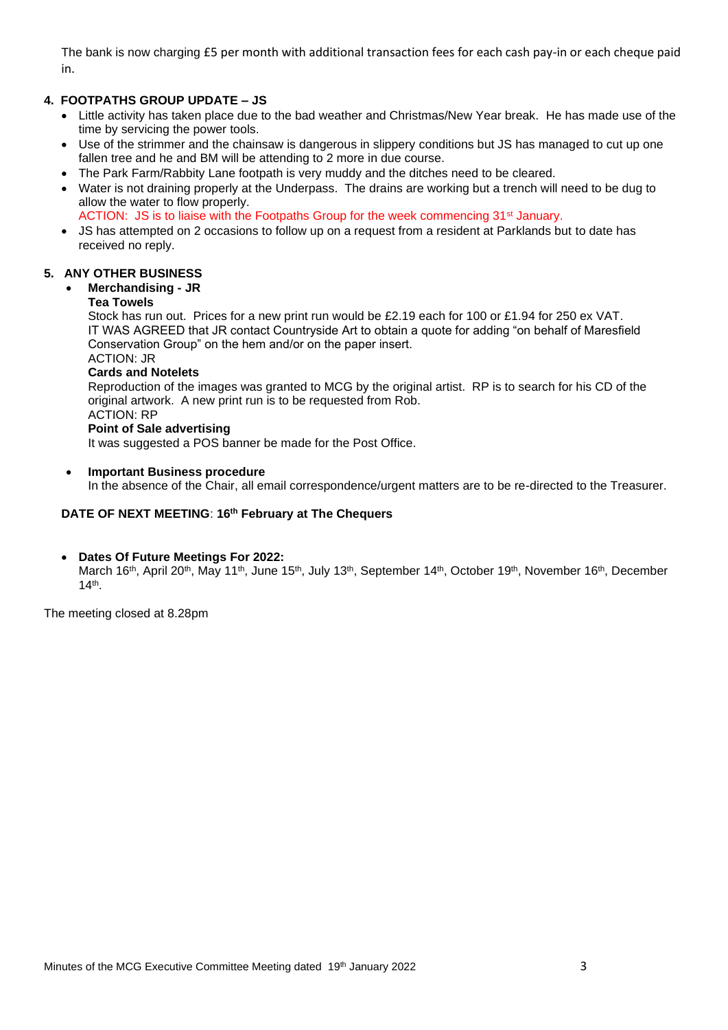The bank is now charging £5 per month with additional transaction fees for each cash pay-in or each cheque paid in.

### 4. FOOTPATHS GROUP UPDATE – JS

- Little activity has taken place due to the bad weather and Christmas/New Year break. He has made use of the time by servicing the power tools.
- Use of the strimmer and the chainsaw is dangerous in slippery conditions but JS has managed to cut up one fallen tree and he and BM will be attending to 2 more in due course.
- The Park Farm/Rabbity Lane footpath is very muddy and the ditches need to be cleared.
- Water is not draining properly at the Underpass. The drains are working but a trench will need to be dug to allow the water to flow properly.
  ACTION: JS is to liaise with the Footpaths Group for the week commencing 31st January.
- JS has attempted on 2 occasions to follow up on a request from a resident at Parklands but to date has received no reply.

### 5. ANY OTHER BUSINESS

- **Merchandising - JR**

  **Tea Towels**

  Stock has run out. Prices for a new print run would be £2.19 each for 100 or £1.94 for 250 ex VAT.
  IT WAS AGREED that JR contact Countryside Art to obtain a quote for adding "on behalf of Maresfield Conservation Group" on the hem and/or on the paper insert.
  ACTION: JR

  **Cards and Notelets**

  Reproduction of the images was granted to MCG by the original artist. RP is to search for his CD of the original artwork. A new print run is to be requested from Rob.
  ACTION: RP

  **Point of Sale advertising**

  It was suggested a POS banner be made for the Post Office.

- **Important Business procedure**

  In the absence of the Chair, all email correspondence/urgent matters are to be re-directed to the Treasurer.

**DATE OF NEXT MEETING**: **16th February at The Chequers**

- **Dates Of Future Meetings For 2022:**
  March 16th, April 20th, May 11th, June 15th, July 13th, September 14th, October 19th, November 16th, December 14th.

The meeting closed at 8.28pm